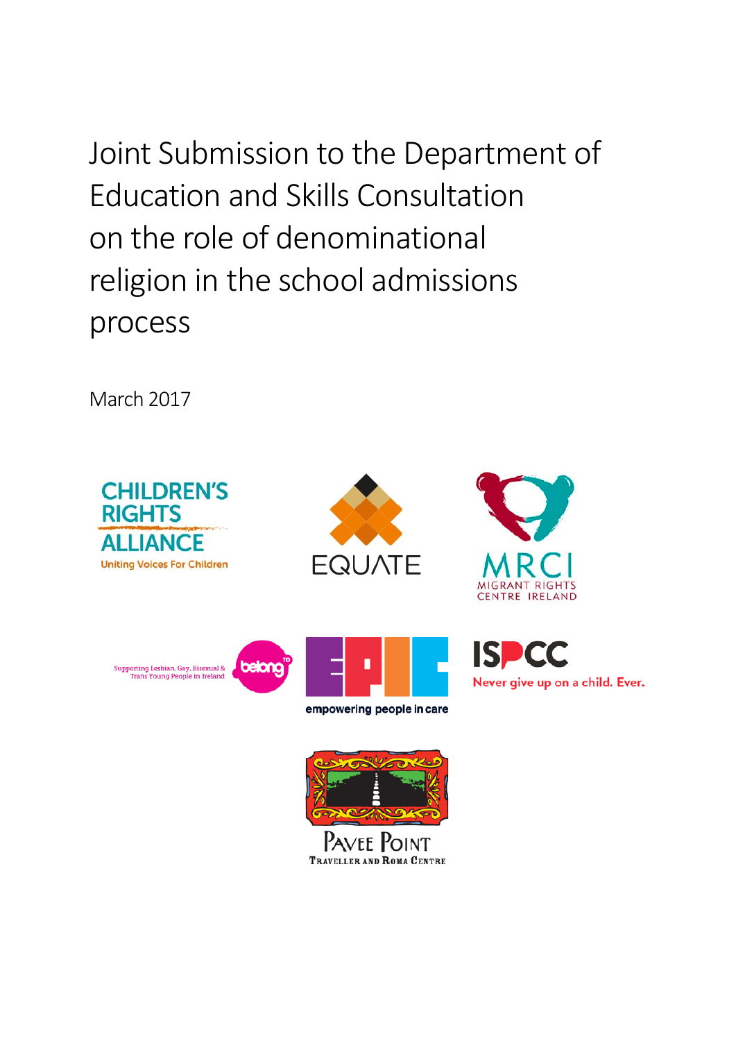# Joint Submission to the Department of Education and Skills Consultation on the role of denominational religion in the school admissions process

March 2017

CHILDREN'S RIGHTS ALLIANCE

Uniting Voices For Children

EQUATE

MRCI

MIGRANT RIGHTS CENTRE IRELAND

Supporting Lesbian, Gay, Bisexual & Trans Young People in Ireland

belongto

EPIC

empowering people in care

ISPCC

Never give up on a child. Ever.

Pavee Point

Traveller and Roma Centre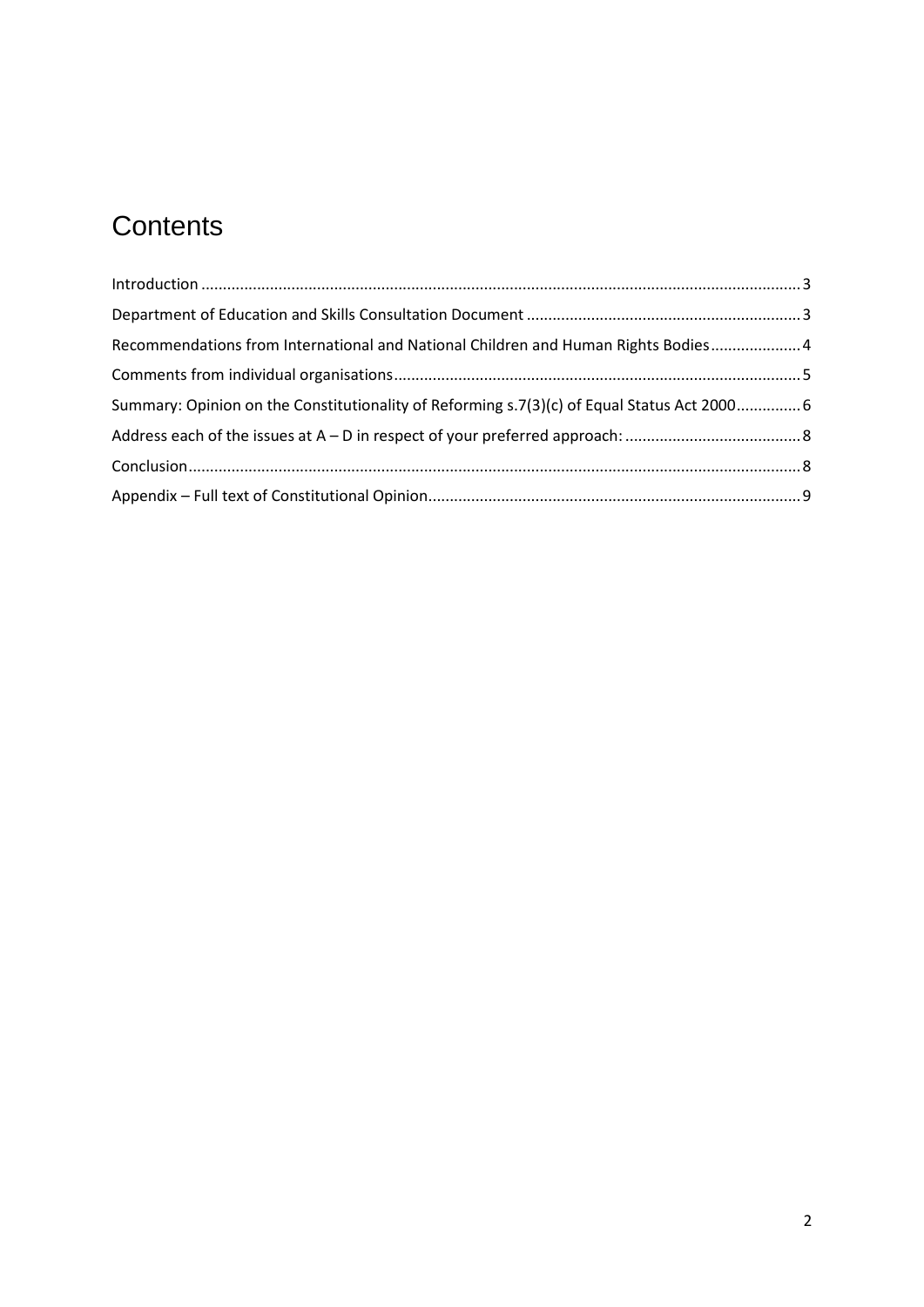# Contents

Introduction .......... 3

Department of Education and Skills Consultation Document .......... 3

Recommendations from International and National Children and Human Rights Bodies .......... 4

Comments from individual organisations .......... 5

Summary: Opinion on the Constitutionality of Reforming s.7(3)(c) of Equal Status Act 2000 .......... 6

Address each of the issues at A – D in respect of your preferred approach: .......... 8

Conclusion .......... 8

Appendix – Full text of Constitutional Opinion .......... 9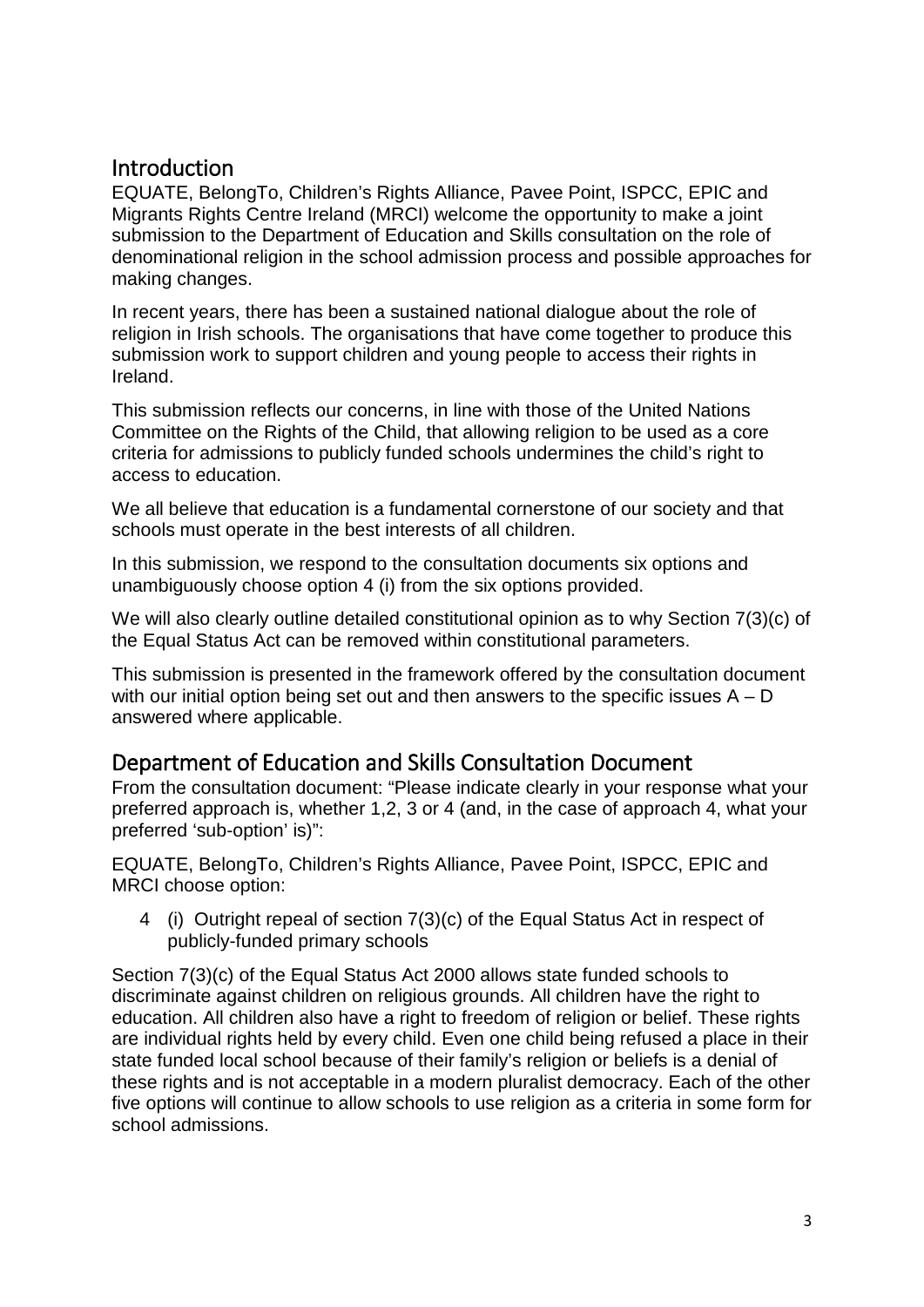## Introduction

EQUATE, BelongTo, Children's Rights Alliance, Pavee Point, ISPCC, EPIC and Migrants Rights Centre Ireland (MRCI) welcome the opportunity to make a joint submission to the Department of Education and Skills consultation on the role of denominational religion in the school admission process and possible approaches for making changes.

In recent years, there has been a sustained national dialogue about the role of religion in Irish schools. The organisations that have come together to produce this submission work to support children and young people to access their rights in Ireland.

This submission reflects our concerns, in line with those of the United Nations Committee on the Rights of the Child, that allowing religion to be used as a core criteria for admissions to publicly funded schools undermines the child's right to access to education.

We all believe that education is a fundamental cornerstone of our society and that schools must operate in the best interests of all children.

In this submission, we respond to the consultation documents six options and unambiguously choose option 4 (i) from the six options provided.

We will also clearly outline detailed constitutional opinion as to why Section 7(3)(c) of the Equal Status Act can be removed within constitutional parameters.

This submission is presented in the framework offered by the consultation document with our initial option being set out and then answers to the specific issues A – D answered where applicable.

## Department of Education and Skills Consultation Document

From the consultation document: "Please indicate clearly in your response what your preferred approach is, whether 1,2, 3 or 4 (and, in the case of approach 4, what your preferred 'sub-option' is)":

EQUATE, BelongTo, Children's Rights Alliance, Pavee Point, ISPCC, EPIC and MRCI choose option:

4 (i) Outright repeal of section 7(3)(c) of the Equal Status Act in respect of publicly-funded primary schools

Section 7(3)(c) of the Equal Status Act 2000 allows state funded schools to discriminate against children on religious grounds. All children have the right to education. All children also have a right to freedom of religion or belief. These rights are individual rights held by every child. Even one child being refused a place in their state funded local school because of their family's religion or beliefs is a denial of these rights and is not acceptable in a modern pluralist democracy. Each of the other five options will continue to allow schools to use religion as a criteria in some form for school admissions.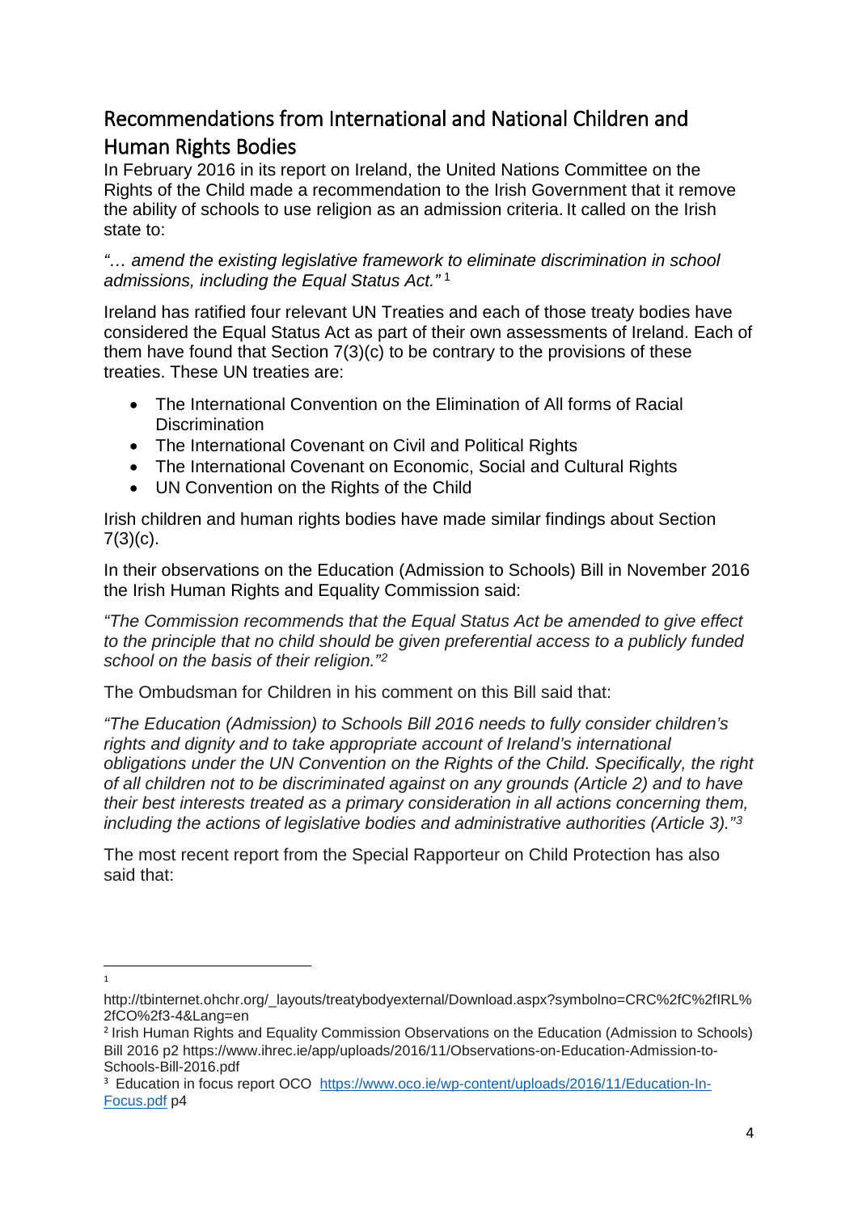## Recommendations from International and National Children and Human Rights Bodies

In February 2016 in its report on Ireland, the United Nations Committee on the Rights of the Child made a recommendation to the Irish Government that it remove the ability of schools to use religion as an admission criteria. It called on the Irish state to:

*"… amend the existing legislative framework to eliminate discrimination in school admissions, including the Equal Status Act."* [1]

Ireland has ratified four relevant UN Treaties and each of those treaty bodies have considered the Equal Status Act as part of their own assessments of Ireland. Each of them have found that Section 7(3)(c) to be contrary to the provisions of these treaties. These UN treaties are:

- The International Convention on the Elimination of All forms of Racial Discrimination
- The International Covenant on Civil and Political Rights
- The International Covenant on Economic, Social and Cultural Rights
- UN Convention on the Rights of the Child

Irish children and human rights bodies have made similar findings about Section 7(3)(c).

In their observations on the Education (Admission to Schools) Bill in November 2016 the Irish Human Rights and Equality Commission said:

*"The Commission recommends that the Equal Status Act be amended to give effect to the principle that no child should be given preferential access to a publicly funded school on the basis of their religion."*[2]

The Ombudsman for Children in his comment on this Bill said that:

*"The Education (Admission) to Schools Bill 2016 needs to fully consider children's rights and dignity and to take appropriate account of Ireland's international obligations under the UN Convention on the Rights of the Child. Specifically, the right of all children not to be discriminated against on any grounds (Article 2) and to have their best interests treated as a primary consideration in all actions concerning them, including the actions of legislative bodies and administrative authorities (Article 3)."*[3]

The most recent report from the Special Rapporteur on Child Protection has also said that:

---

[1] http://tbinternet.ohchr.org/_layouts/treatybodyexternal/Download.aspx?symbolno=CRC%2fC%2fIRL%2fCO%2f3-4&Lang=en

[2] Irish Human Rights and Equality Commission Observations on the Education (Admission to Schools) Bill 2016 p2 https://www.ihrec.ie/app/uploads/2016/11/Observations-on-Education-Admission-to-Schools-Bill-2016.pdf

[3] Education in focus report OCO [https://www.oco.ie/wp-content/uploads/2016/11/Education-In-Focus.pdf](https://www.oco.ie/wp-content/uploads/2016/11/Education-In-Focus.pdf) p4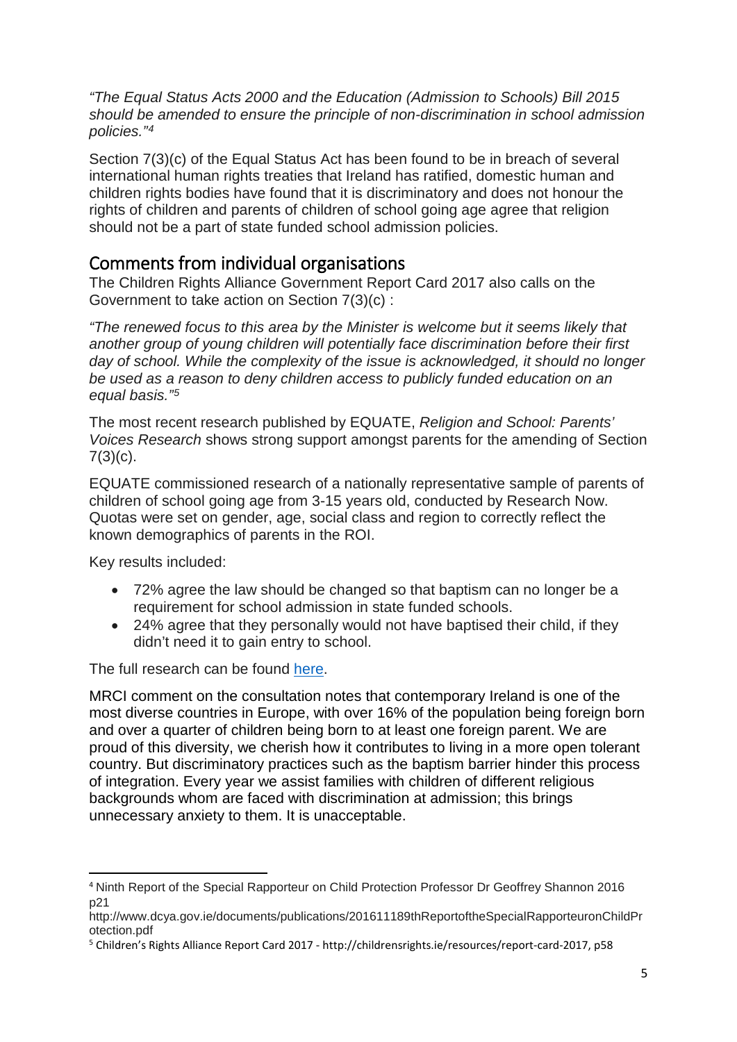*"The Equal Status Acts 2000 and the Education (Admission to Schools) Bill 2015 should be amended to ensure the principle of non-discrimination in school admission policies."*[4]

Section 7(3)(c) of the Equal Status Act has been found to be in breach of several international human rights treaties that Ireland has ratified, domestic human and children rights bodies have found that it is discriminatory and does not honour the rights of children and parents of children of school going age agree that religion should not be a part of state funded school admission policies.

## Comments from individual organisations

The Children Rights Alliance Government Report Card 2017 also calls on the Government to take action on Section 7(3)(c) :

*"The renewed focus to this area by the Minister is welcome but it seems likely that another group of young children will potentially face discrimination before their first day of school. While the complexity of the issue is acknowledged, it should no longer be used as a reason to deny children access to publicly funded education on an equal basis."*[5]

The most recent research published by EQUATE, *Religion and School: Parents' Voices Research* shows strong support amongst parents for the amending of Section 7(3)(c).

EQUATE commissioned research of a nationally representative sample of parents of children of school going age from 3-15 years old, conducted by Research Now. Quotas were set on gender, age, social class and region to correctly reflect the known demographics of parents in the ROI.

Key results included:

- 72% agree the law should be changed so that baptism can no longer be a requirement for school admission in state funded schools.
- 24% agree that they personally would not have baptised their child, if they didn't need it to gain entry to school.

The full research can be found here.

MRCI comment on the consultation notes that contemporary Ireland is one of the most diverse countries in Europe, with over 16% of the population being foreign born and over a quarter of children being born to at least one foreign parent. We are proud of this diversity, we cherish how it contributes to living in a more open tolerant country. But discriminatory practices such as the baptism barrier hinder this process of integration. Every year we assist families with children of different religious backgrounds whom are faced with discrimination at admission; this brings unnecessary anxiety to them. It is unacceptable.

---

[4] Ninth Report of the Special Rapporteur on Child Protection Professor Dr Geoffrey Shannon 2016 p21
http://www.dcya.gov.ie/documents/publications/201611189thReportoftheSpecialRapporteuronChildProtection.pdf

[5] Children's Rights Alliance Report Card 2017 - http://childrensrights.ie/resources/report-card-2017, p58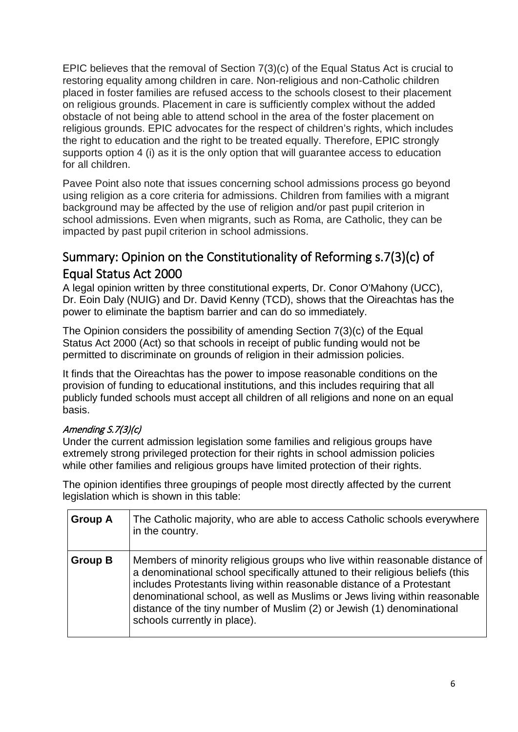EPIC believes that the removal of Section 7(3)(c) of the Equal Status Act is crucial to restoring equality among children in care. Non-religious and non-Catholic children placed in foster families are refused access to the schools closest to their placement on religious grounds. Placement in care is sufficiently complex without the added obstacle of not being able to attend school in the area of the foster placement on religious grounds. EPIC advocates for the respect of children's rights, which includes the right to education and the right to be treated equally. Therefore, EPIC strongly supports option 4 (i) as it is the only option that will guarantee access to education for all children.

Pavee Point also note that issues concerning school admissions process go beyond using religion as a core criteria for admissions. Children from families with a migrant background may be affected by the use of religion and/or past pupil criterion in school admissions. Even when migrants, such as Roma, are Catholic, they can be impacted by past pupil criterion in school admissions.

## Summary: Opinion on the Constitutionality of Reforming s.7(3)(c) of Equal Status Act 2000

A legal opinion written by three constitutional experts, Dr. Conor O'Mahony (UCC), Dr. Eoin Daly (NUIG) and Dr. David Kenny (TCD), shows that the Oireachtas has the power to eliminate the baptism barrier and can do so immediately.

The Opinion considers the possibility of amending Section 7(3)(c) of the Equal Status Act 2000 (Act) so that schools in receipt of public funding would not be permitted to discriminate on grounds of religion in their admission policies.

It finds that the Oireachtas has the power to impose reasonable conditions on the provision of funding to educational institutions, and this includes requiring that all publicly funded schools must accept all children of all religions and none on an equal basis.

### *Amending S.7(3)(c)*

Under the current admission legislation some families and religious groups have extremely strong privileged protection for their rights in school admission policies while other families and religious groups have limited protection of their rights.

The opinion identifies three groupings of people most directly affected by the current legislation which is shown in this table:

| | |
|---|---|
| **Group A** | The Catholic majority, who are able to access Catholic schools everywhere in the country. |
| **Group B** | Members of minority religious groups who live within reasonable distance of a denominational school specifically attuned to their religious beliefs (this includes Protestants living within reasonable distance of a Protestant denominational school, as well as Muslims or Jews living within reasonable distance of the tiny number of Muslim (2) or Jewish (1) denominational schools currently in place). |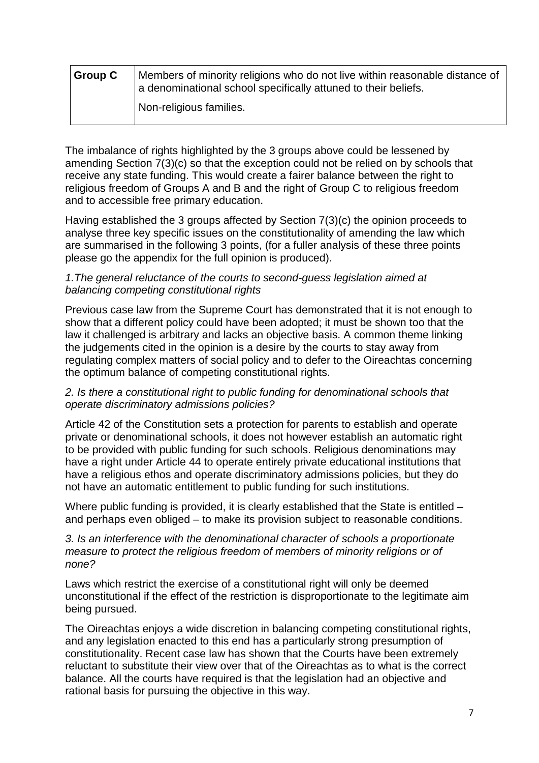| | |
|---|---|
| **Group C** | Members of minority religions who do not live within reasonable distance of a denominational school specifically attuned to their beliefs.<br><br>Non-religious families. |

The imbalance of rights highlighted by the 3 groups above could be lessened by amending Section 7(3)(c) so that the exception could not be relied on by schools that receive any state funding. This would create a fairer balance between the right to religious freedom of Groups A and B and the right of Group C to religious freedom and to accessible free primary education.

Having established the 3 groups affected by Section 7(3)(c) the opinion proceeds to analyse three key specific issues on the constitutionality of amending the law which are summarised in the following 3 points, (for a fuller analysis of these three points please go the appendix for the full opinion is produced).

*1.The general reluctance of the courts to second-guess legislation aimed at balancing competing constitutional rights*

Previous case law from the Supreme Court has demonstrated that it is not enough to show that a different policy could have been adopted; it must be shown too that the law it challenged is arbitrary and lacks an objective basis. A common theme linking the judgements cited in the opinion is a desire by the courts to stay away from regulating complex matters of social policy and to defer to the Oireachtas concerning the optimum balance of competing constitutional rights.

*2. Is there a constitutional right to public funding for denominational schools that operate discriminatory admissions policies?*

Article 42 of the Constitution sets a protection for parents to establish and operate private or denominational schools, it does not however establish an automatic right to be provided with public funding for such schools. Religious denominations may have a right under Article 44 to operate entirely private educational institutions that have a religious ethos and operate discriminatory admissions policies, but they do not have an automatic entitlement to public funding for such institutions.

Where public funding is provided, it is clearly established that the State is entitled – and perhaps even obliged – to make its provision subject to reasonable conditions.

*3. Is an interference with the denominational character of schools a proportionate measure to protect the religious freedom of members of minority religions or of none?*

Laws which restrict the exercise of a constitutional right will only be deemed unconstitutional if the effect of the restriction is disproportionate to the legitimate aim being pursued.

The Oireachtas enjoys a wide discretion in balancing competing constitutional rights, and any legislation enacted to this end has a particularly strong presumption of constitutionality. Recent case law has shown that the Courts have been extremely reluctant to substitute their view over that of the Oireachtas as to what is the correct balance. All the courts have required is that the legislation had an objective and rational basis for pursuing the objective in this way.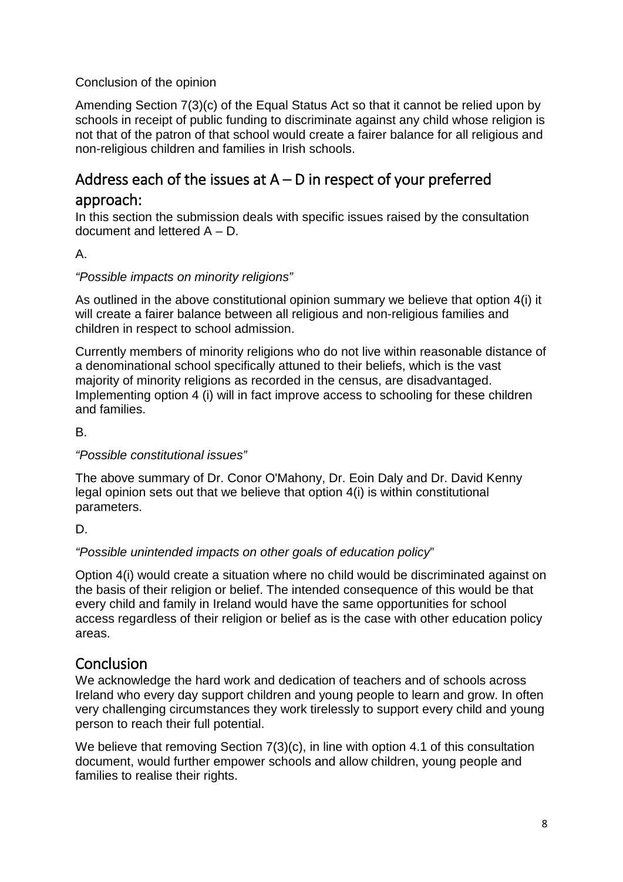Conclusion of the opinion

Amending Section 7(3)(c) of the Equal Status Act so that it cannot be relied upon by schools in receipt of public funding to discriminate against any child whose religion is not that of the patron of that school would create a fairer balance for all religious and non-religious children and families in Irish schools.

## Address each of the issues at A – D in respect of your preferred approach:

In this section the submission deals with specific issues raised by the consultation document and lettered A – D.

A.

*"Possible impacts on minority religions"*

As outlined in the above constitutional opinion summary we believe that option 4(i) it will create a fairer balance between all religious and non-religious families and children in respect to school admission.

Currently members of minority religions who do not live within reasonable distance of a denominational school specifically attuned to their beliefs, which is the vast majority of minority religions as recorded in the census, are disadvantaged. Implementing option 4 (i) will in fact improve access to schooling for these children and families.

B.

*"Possible constitutional issues"*

The above summary of Dr. Conor O'Mahony, Dr. Eoin Daly and Dr. David Kenny legal opinion sets out that we believe that option 4(i) is within constitutional parameters.

D.

*"Possible unintended impacts on other goals of education policy"*

Option 4(i) would create a situation where no child would be discriminated against on the basis of their religion or belief. The intended consequence of this would be that every child and family in Ireland would have the same opportunities for school access regardless of their religion or belief as is the case with other education policy areas.

## Conclusion

We acknowledge the hard work and dedication of teachers and of schools across Ireland who every day support children and young people to learn and grow. In often very challenging circumstances they work tirelessly to support every child and young person to reach their full potential.

We believe that removing Section 7(3)(c), in line with option 4.1 of this consultation document, would further empower schools and allow children, young people and families to realise their rights.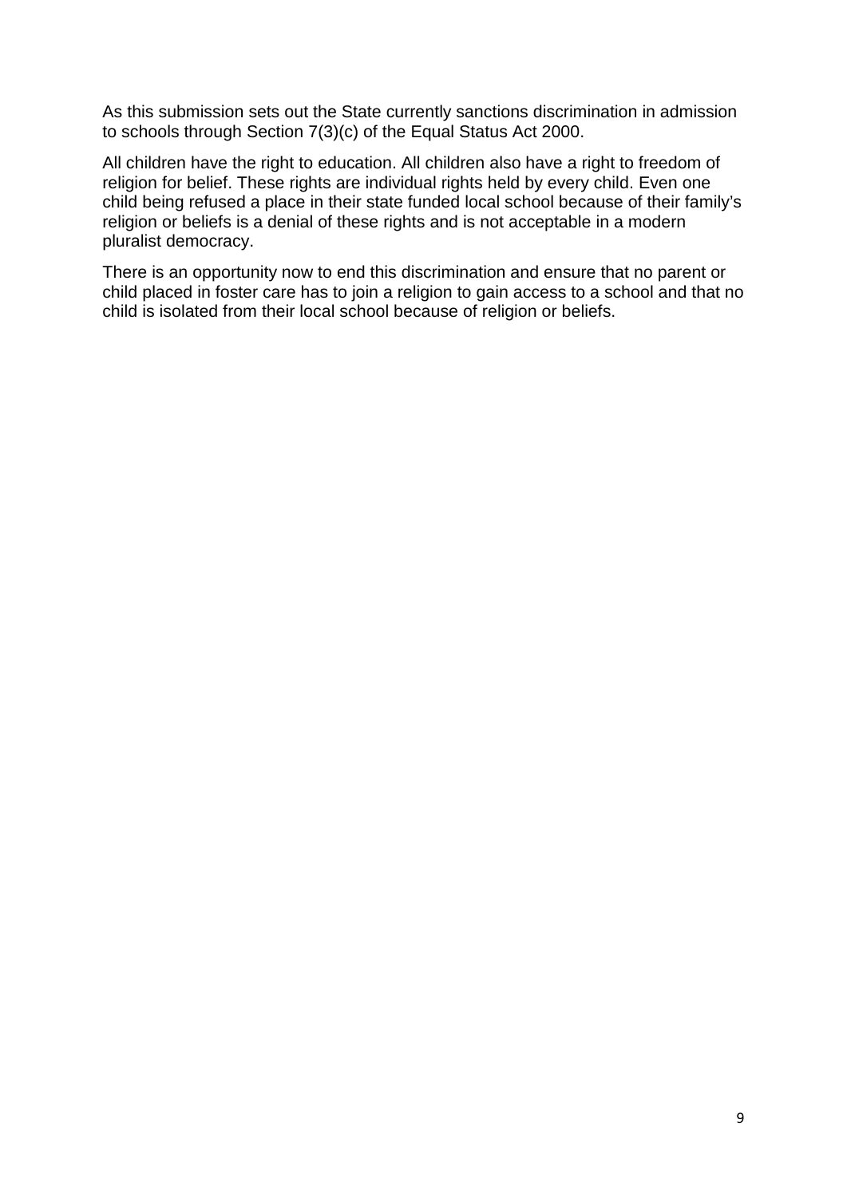As this submission sets out the State currently sanctions discrimination in admission to schools through Section 7(3)(c) of the Equal Status Act 2000.

All children have the right to education. All children also have a right to freedom of religion for belief. These rights are individual rights held by every child. Even one child being refused a place in their state funded local school because of their family's religion or beliefs is a denial of these rights and is not acceptable in a modern pluralist democracy.

There is an opportunity now to end this discrimination and ensure that no parent or child placed in foster care has to join a religion to gain access to a school and that no child is isolated from their local school because of religion or beliefs.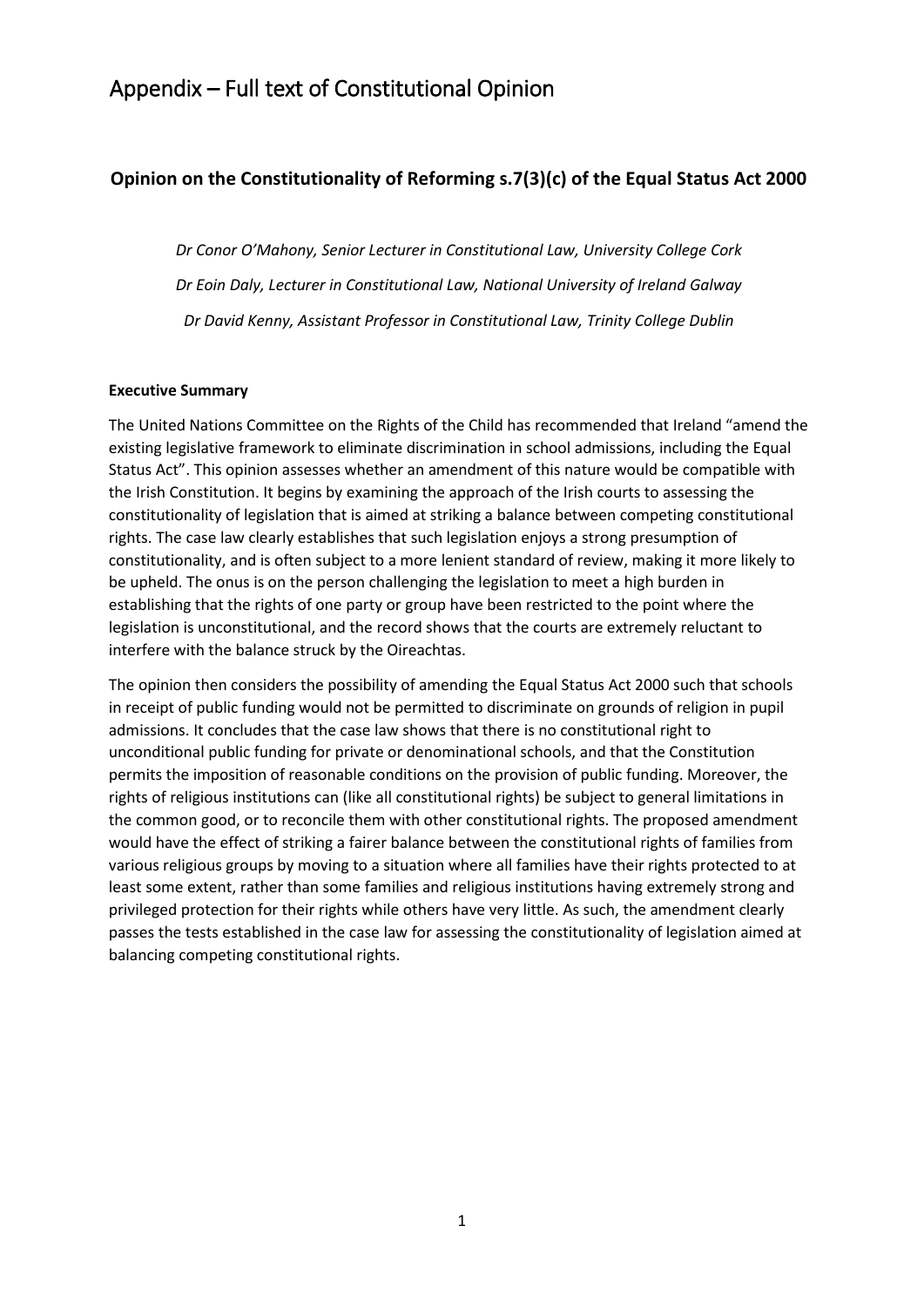# Appendix – Full text of Constitutional Opinion

## Opinion on the Constitutionality of Reforming s.7(3)(c) of the Equal Status Act 2000

*Dr Conor O'Mahony, Senior Lecturer in Constitutional Law, University College Cork*

*Dr Eoin Daly, Lecturer in Constitutional Law, National University of Ireland Galway*

*Dr David Kenny, Assistant Professor in Constitutional Law, Trinity College Dublin*

**Executive Summary**

The United Nations Committee on the Rights of the Child has recommended that Ireland "amend the existing legislative framework to eliminate discrimination in school admissions, including the Equal Status Act". This opinion assesses whether an amendment of this nature would be compatible with the Irish Constitution. It begins by examining the approach of the Irish courts to assessing the constitutionality of legislation that is aimed at striking a balance between competing constitutional rights. The case law clearly establishes that such legislation enjoys a strong presumption of constitutionality, and is often subject to a more lenient standard of review, making it more likely to be upheld. The onus is on the person challenging the legislation to meet a high burden in establishing that the rights of one party or group have been restricted to the point where the legislation is unconstitutional, and the record shows that the courts are extremely reluctant to interfere with the balance struck by the Oireachtas.

The opinion then considers the possibility of amending the Equal Status Act 2000 such that schools in receipt of public funding would not be permitted to discriminate on grounds of religion in pupil admissions. It concludes that the case law shows that there is no constitutional right to unconditional public funding for private or denominational schools, and that the Constitution permits the imposition of reasonable conditions on the provision of public funding. Moreover, the rights of religious institutions can (like all constitutional rights) be subject to general limitations in the common good, or to reconcile them with other constitutional rights. The proposed amendment would have the effect of striking a fairer balance between the constitutional rights of families from various religious groups by moving to a situation where all families have their rights protected to at least some extent, rather than some families and religious institutions having extremely strong and privileged protection for their rights while others have very little. As such, the amendment clearly passes the tests established in the case law for assessing the constitutionality of legislation aimed at balancing competing constitutional rights.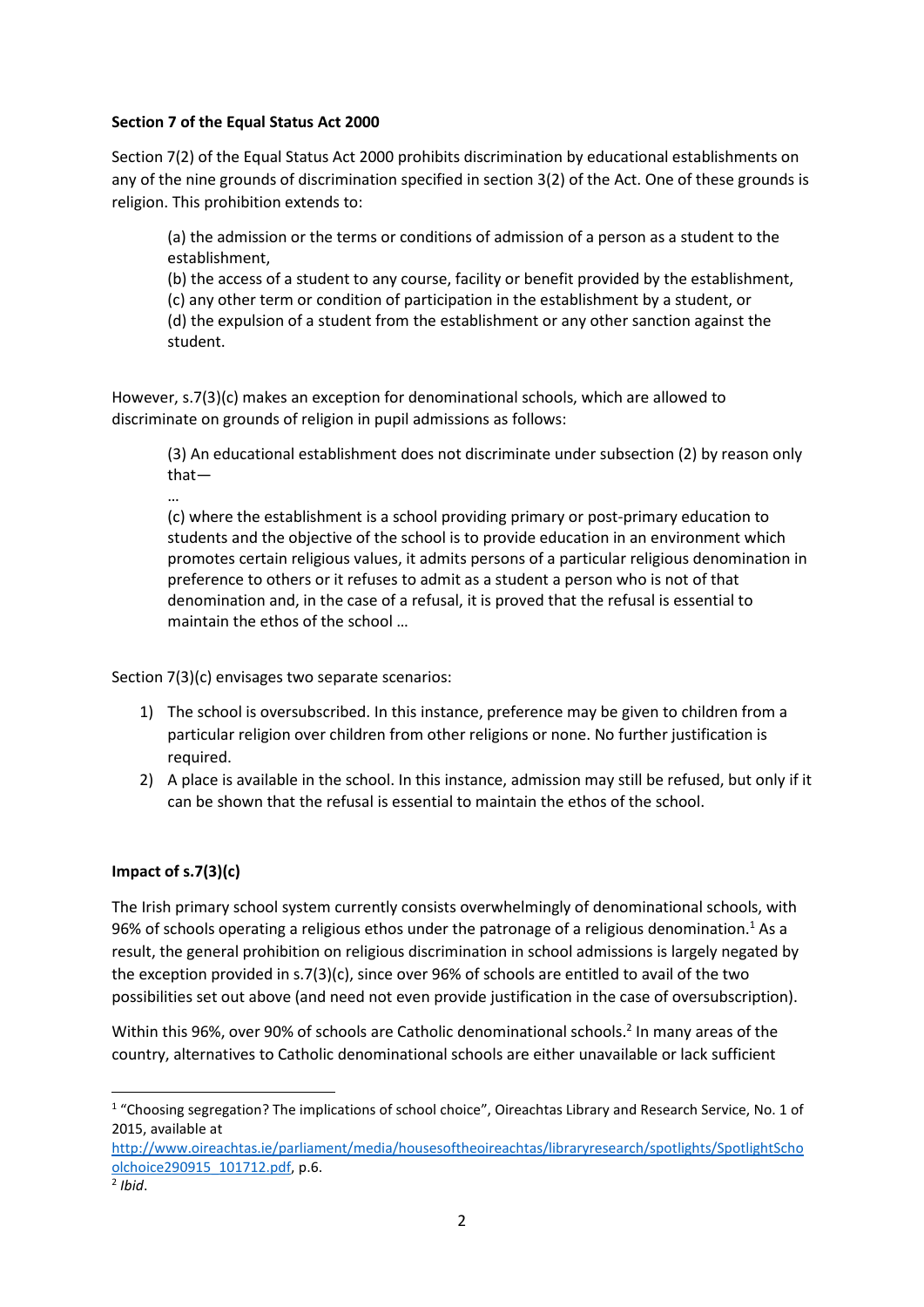**Section 7 of the Equal Status Act 2000**

Section 7(2) of the Equal Status Act 2000 prohibits discrimination by educational establishments on any of the nine grounds of discrimination specified in section 3(2) of the Act. One of these grounds is religion. This prohibition extends to:

> (a) the admission or the terms or conditions of admission of a person as a student to the establishment,
> (b) the access of a student to any course, facility or benefit provided by the establishment,
> (c) any other term or condition of participation in the establishment by a student, or
> (d) the expulsion of a student from the establishment or any other sanction against the student.

However, s.7(3)(c) makes an exception for denominational schools, which are allowed to discriminate on grounds of religion in pupil admissions as follows:

> (3) An educational establishment does not discriminate under subsection (2) by reason only that—
> …
> (c) where the establishment is a school providing primary or post-primary education to students and the objective of the school is to provide education in an environment which promotes certain religious values, it admits persons of a particular religious denomination in preference to others or it refuses to admit as a student a person who is not of that denomination and, in the case of a refusal, it is proved that the refusal is essential to maintain the ethos of the school …

Section 7(3)(c) envisages two separate scenarios:

1) The school is oversubscribed. In this instance, preference may be given to children from a particular religion over children from other religions or none. No further justification is required.
2) A place is available in the school. In this instance, admission may still be refused, but only if it can be shown that the refusal is essential to maintain the ethos of the school.

**Impact of s.7(3)(c)**

The Irish primary school system currently consists overwhelmingly of denominational schools, with 96% of schools operating a religious ethos under the patronage of a religious denomination.[1] As a result, the general prohibition on religious discrimination in school admissions is largely negated by the exception provided in s.7(3)(c), since over 96% of schools are entitled to avail of the two possibilities set out above (and need not even provide justification in the case of oversubscription).

Within this 96%, over 90% of schools are Catholic denominational schools.[2] In many areas of the country, alternatives to Catholic denominational schools are either unavailable or lack sufficient

---

[1] "Choosing segregation? The implications of school choice", Oireachtas Library and Research Service, No. 1 of 2015, available at http://www.oireachtas.ie/parliament/media/housesoftheoireachtas/libraryresearch/spotlights/SpotlightSchoolchoice290915_101712.pdf, p.6.

[2] *Ibid*.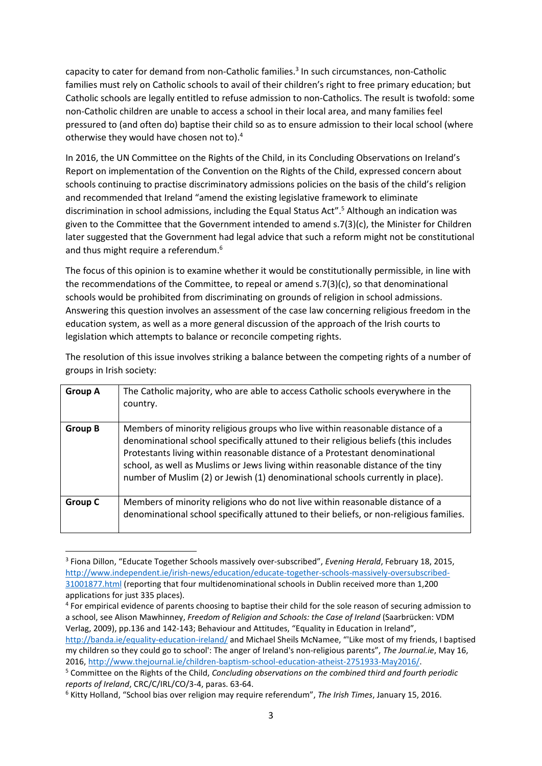capacity to cater for demand from non-Catholic families.[3] In such circumstances, non-Catholic families must rely on Catholic schools to avail of their children's right to free primary education; but Catholic schools are legally entitled to refuse admission to non-Catholics. The result is twofold: some non-Catholic children are unable to access a school in their local area, and many families feel pressured to (and often do) baptise their child so as to ensure admission to their local school (where otherwise they would have chosen not to).[4]

In 2016, the UN Committee on the Rights of the Child, in its Concluding Observations on Ireland's Report on implementation of the Convention on the Rights of the Child, expressed concern about schools continuing to practise discriminatory admissions policies on the basis of the child's religion and recommended that Ireland "amend the existing legislative framework to eliminate discrimination in school admissions, including the Equal Status Act".[5] Although an indication was given to the Committee that the Government intended to amend s.7(3)(c), the Minister for Children later suggested that the Government had legal advice that such a reform might not be constitutional and thus might require a referendum.[6]

The focus of this opinion is to examine whether it would be constitutionally permissible, in line with the recommendations of the Committee, to repeal or amend s.7(3)(c), so that denominational schools would be prohibited from discriminating on grounds of religion in school admissions. Answering this question involves an assessment of the case law concerning religious freedom in the education system, as well as a more general discussion of the approach of the Irish courts to legislation which attempts to balance or reconcile competing rights.

The resolution of this issue involves striking a balance between the competing rights of a number of groups in Irish society:

| | |
|---|---|
| **Group A** | The Catholic majority, who are able to access Catholic schools everywhere in the country. |
| **Group B** | Members of minority religious groups who live within reasonable distance of a denominational school specifically attuned to their religious beliefs (this includes Protestants living within reasonable distance of a Protestant denominational school, as well as Muslims or Jews living within reasonable distance of the tiny number of Muslim (2) or Jewish (1) denominational schools currently in place). |
| **Group C** | Members of minority religions who do not live within reasonable distance of a denominational school specifically attuned to their beliefs, or non-religious families. |

[3] Fiona Dillon, "Educate Together Schools massively over-subscribed", *Evening Herald*, February 18, 2015, http://www.independent.ie/irish-news/education/educate-together-schools-massively-oversubscribed-31001877.html (reporting that four multidenominational schools in Dublin received more than 1,200 applications for just 335 places).

[4] For empirical evidence of parents choosing to baptise their child for the sole reason of securing admission to a school, see Alison Mawhinney, *Freedom of Religion and Schools: the Case of Ireland* (Saarbrücken: VDM Verlag, 2009), pp.136 and 142-143; Behaviour and Attitudes, "Equality in Education in Ireland", http://banda.ie/equality-education-ireland/ and Michael Sheils McNamee, "'Like most of my friends, I baptised my children so they could go to school': The anger of Ireland's non-religious parents", *The Journal.ie*, May 16, 2016, http://www.thejournal.ie/children-baptism-school-education-atheist-2751933-May2016/.

[5] Committee on the Rights of the Child, *Concluding observations on the combined third and fourth periodic reports of Ireland*, CRC/C/IRL/CO/3-4, paras. 63-64.

[6] Kitty Holland, "School bias over religion may require referendum", *The Irish Times*, January 15, 2016.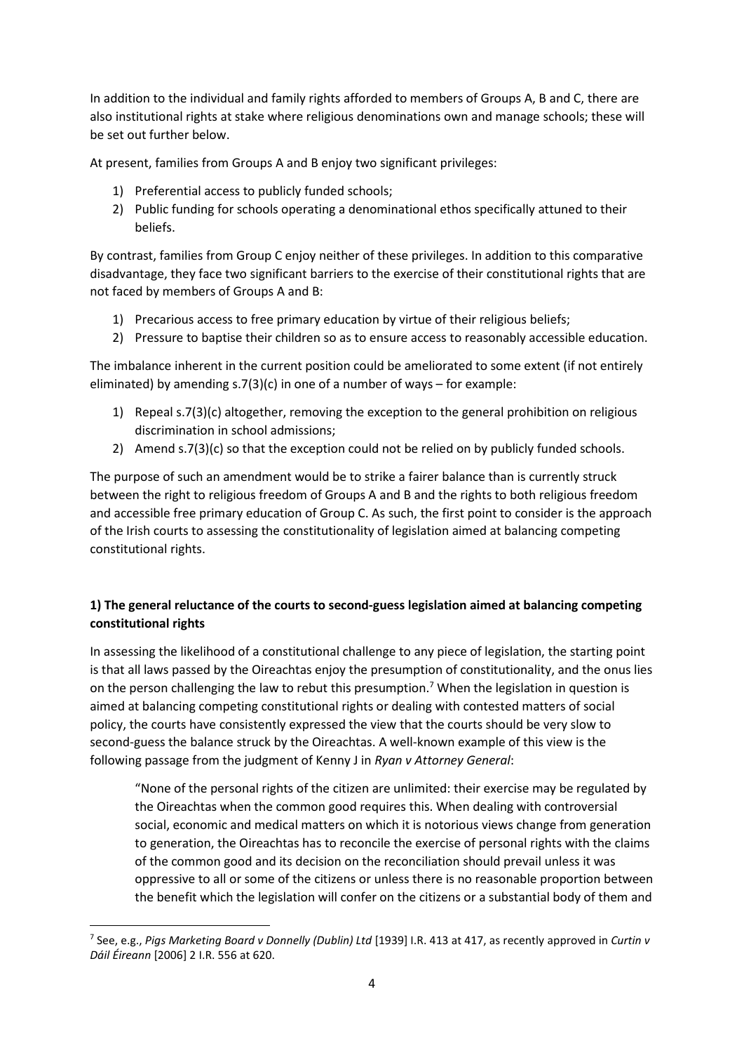In addition to the individual and family rights afforded to members of Groups A, B and C, there are also institutional rights at stake where religious denominations own and manage schools; these will be set out further below.

At present, families from Groups A and B enjoy two significant privileges:

1) Preferential access to publicly funded schools;
2) Public funding for schools operating a denominational ethos specifically attuned to their beliefs.

By contrast, families from Group C enjoy neither of these privileges. In addition to this comparative disadvantage, they face two significant barriers to the exercise of their constitutional rights that are not faced by members of Groups A and B:

1) Precarious access to free primary education by virtue of their religious beliefs;
2) Pressure to baptise their children so as to ensure access to reasonably accessible education.

The imbalance inherent in the current position could be ameliorated to some extent (if not entirely eliminated) by amending s.7(3)(c) in one of a number of ways – for example:

1) Repeal s.7(3)(c) altogether, removing the exception to the general prohibition on religious discrimination in school admissions;
2) Amend s.7(3)(c) so that the exception could not be relied on by publicly funded schools.

The purpose of such an amendment would be to strike a fairer balance than is currently struck between the right to religious freedom of Groups A and B and the rights to both religious freedom and accessible free primary education of Group C. As such, the first point to consider is the approach of the Irish courts to assessing the constitutionality of legislation aimed at balancing competing constitutional rights.

### 1) The general reluctance of the courts to second-guess legislation aimed at balancing competing constitutional rights

In assessing the likelihood of a constitutional challenge to any piece of legislation, the starting point is that all laws passed by the Oireachtas enjoy the presumption of constitutionality, and the onus lies on the person challenging the law to rebut this presumption.[7] When the legislation in question is aimed at balancing competing constitutional rights or dealing with contested matters of social policy, the courts have consistently expressed the view that the courts should be very slow to second-guess the balance struck by the Oireachtas. A well-known example of this view is the following passage from the judgment of Kenny J in *Ryan v Attorney General*:

> "None of the personal rights of the citizen are unlimited: their exercise may be regulated by the Oireachtas when the common good requires this. When dealing with controversial social, economic and medical matters on which it is notorious views change from generation to generation, the Oireachtas has to reconcile the exercise of personal rights with the claims of the common good and its decision on the reconciliation should prevail unless it was oppressive to all or some of the citizens or unless there is no reasonable proportion between the benefit which the legislation will confer on the citizens or a substantial body of them and

---

[7] See, e.g., *Pigs Marketing Board v Donnelly (Dublin) Ltd* [1939] I.R. 413 at 417, as recently approved in *Curtin v Dáil Éireann* [2006] 2 I.R. 556 at 620.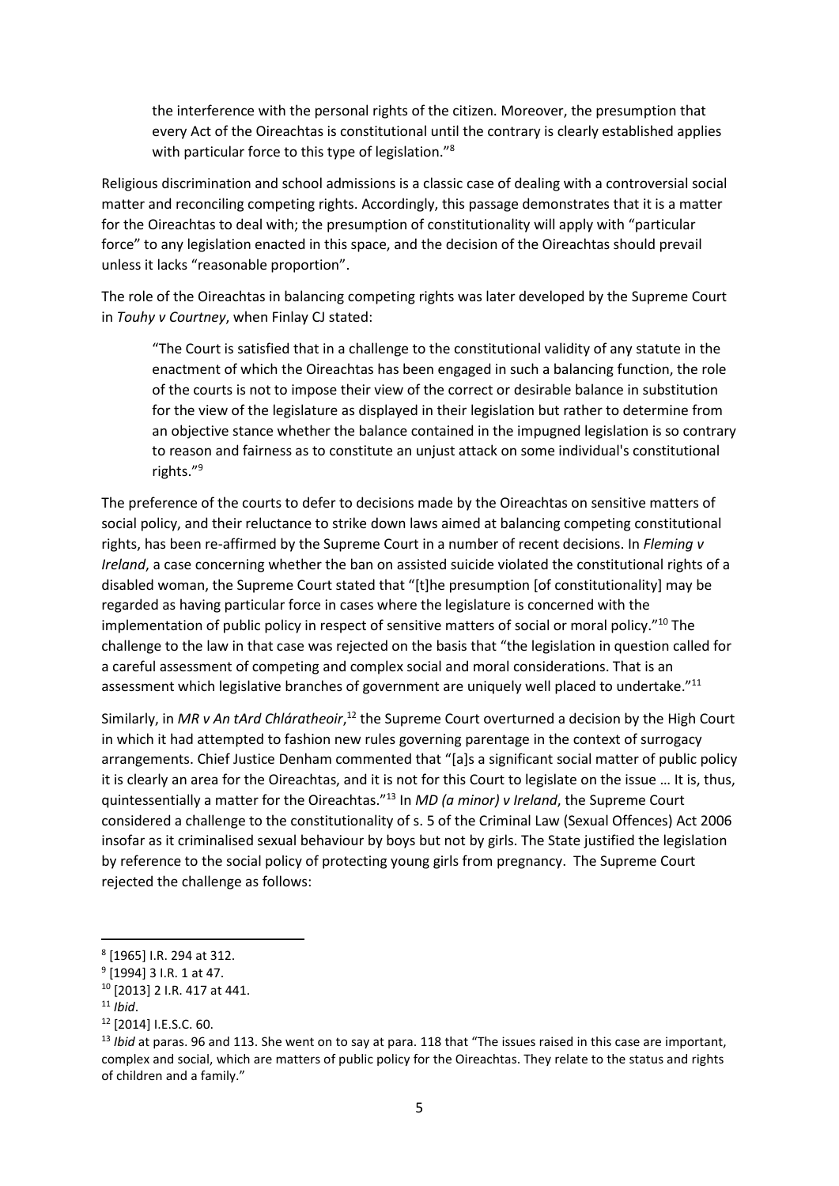> the interference with the personal rights of the citizen. Moreover, the presumption that every Act of the Oireachtas is constitutional until the contrary is clearly established applies with particular force to this type of legislation."[8]

Religious discrimination and school admissions is a classic case of dealing with a controversial social matter and reconciling competing rights. Accordingly, this passage demonstrates that it is a matter for the Oireachtas to deal with; the presumption of constitutionality will apply with "particular force" to any legislation enacted in this space, and the decision of the Oireachtas should prevail unless it lacks "reasonable proportion".

The role of the Oireachtas in balancing competing rights was later developed by the Supreme Court in *Touhy v Courtney*, when Finlay CJ stated:

> "The Court is satisfied that in a challenge to the constitutional validity of any statute in the enactment of which the Oireachtas has been engaged in such a balancing function, the role of the courts is not to impose their view of the correct or desirable balance in substitution for the view of the legislature as displayed in their legislation but rather to determine from an objective stance whether the balance contained in the impugned legislation is so contrary to reason and fairness as to constitute an unjust attack on some individual's constitutional rights."[9]

The preference of the courts to defer to decisions made by the Oireachtas on sensitive matters of social policy, and their reluctance to strike down laws aimed at balancing competing constitutional rights, has been re-affirmed by the Supreme Court in a number of recent decisions. In *Fleming v Ireland*, a case concerning whether the ban on assisted suicide violated the constitutional rights of a disabled woman, the Supreme Court stated that "[t]he presumption [of constitutionality] may be regarded as having particular force in cases where the legislature is concerned with the implementation of public policy in respect of sensitive matters of social or moral policy."[10] The challenge to the law in that case was rejected on the basis that "the legislation in question called for a careful assessment of competing and complex social and moral considerations. That is an assessment which legislative branches of government are uniquely well placed to undertake."[11]

Similarly, in *MR v An tArd Chláratheoir*,[12] the Supreme Court overturned a decision by the High Court in which it had attempted to fashion new rules governing parentage in the context of surrogacy arrangements. Chief Justice Denham commented that "[a]s a significant social matter of public policy it is clearly an area for the Oireachtas, and it is not for this Court to legislate on the issue … It is, thus, quintessentially a matter for the Oireachtas."[13] In *MD (a minor) v Ireland*, the Supreme Court considered a challenge to the constitutionality of s. 5 of the Criminal Law (Sexual Offences) Act 2006 insofar as it criminalised sexual behaviour by boys but not by girls. The State justified the legislation by reference to the social policy of protecting young girls from pregnancy. The Supreme Court rejected the challenge as follows:

---

[8] [1965] I.R. 294 at 312.

[9] [1994] 3 I.R. 1 at 47.

[10] [2013] 2 I.R. 417 at 441.

[11] *Ibid*.

[12] [2014] I.E.S.C. 60.

[13] *Ibid* at paras. 96 and 113. She went on to say at para. 118 that "The issues raised in this case are important, complex and social, which are matters of public policy for the Oireachtas. They relate to the status and rights of children and a family."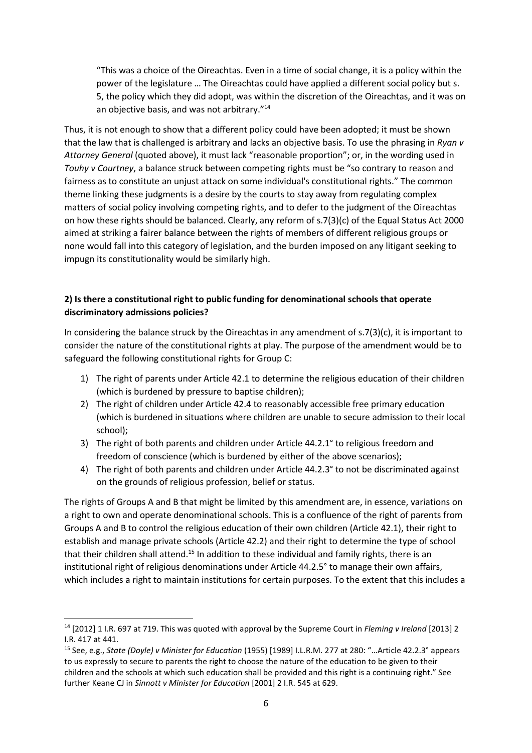> "This was a choice of the Oireachtas. Even in a time of social change, it is a policy within the power of the legislature … The Oireachtas could have applied a different social policy but s. 5, the policy which they did adopt, was within the discretion of the Oireachtas, and it was on an objective basis, and was not arbitrary."[14]

Thus, it is not enough to show that a different policy could have been adopted; it must be shown that the law that is challenged is arbitrary and lacks an objective basis. To use the phrasing in *Ryan v Attorney General* (quoted above), it must lack "reasonable proportion"; or, in the wording used in *Touhy v Courtney*, a balance struck between competing rights must be "so contrary to reason and fairness as to constitute an unjust attack on some individual's constitutional rights." The common theme linking these judgments is a desire by the courts to stay away from regulating complex matters of social policy involving competing rights, and to defer to the judgment of the Oireachtas on how these rights should be balanced. Clearly, any reform of s.7(3)(c) of the Equal Status Act 2000 aimed at striking a fairer balance between the rights of members of different religious groups or none would fall into this category of legislation, and the burden imposed on any litigant seeking to impugn its constitutionality would be similarly high.

**2) Is there a constitutional right to public funding for denominational schools that operate discriminatory admissions policies?**

In considering the balance struck by the Oireachtas in any amendment of s.7(3)(c), it is important to consider the nature of the constitutional rights at play. The purpose of the amendment would be to safeguard the following constitutional rights for Group C:

1) The right of parents under Article 42.1 to determine the religious education of their children (which is burdened by pressure to baptise children);
2) The right of children under Article 42.4 to reasonably accessible free primary education (which is burdened in situations where children are unable to secure admission to their local school);
3) The right of both parents and children under Article 44.2.1° to religious freedom and freedom of conscience (which is burdened by either of the above scenarios);
4) The right of both parents and children under Article 44.2.3° to not be discriminated against on the grounds of religious profession, belief or status.

The rights of Groups A and B that might be limited by this amendment are, in essence, variations on a right to own and operate denominational schools. This is a confluence of the right of parents from Groups A and B to control the religious education of their own children (Article 42.1), their right to establish and manage private schools (Article 42.2) and their right to determine the type of school that their children shall attend.[15] In addition to these individual and family rights, there is an institutional right of religious denominations under Article 44.2.5° to manage their own affairs, which includes a right to maintain institutions for certain purposes. To the extent that this includes a

---

[14] [2012] 1 I.R. 697 at 719. This was quoted with approval by the Supreme Court in *Fleming v Ireland* [2013] 2 I.R. 417 at 441.

[15] See, e.g., *State (Doyle) v Minister for Education* (1955) [1989] I.L.R.M. 277 at 280: "…Article 42.2.3° appears to us expressly to secure to parents the right to choose the nature of the education to be given to their children and the schools at which such education shall be provided and this right is a continuing right." See further Keane CJ in *Sinnott v Minister for Education* [2001] 2 I.R. 545 at 629.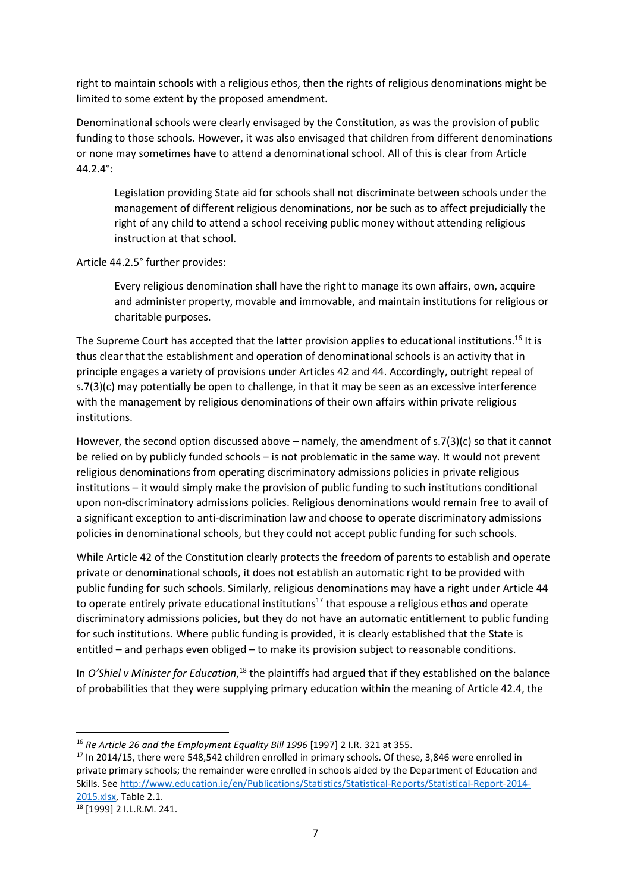right to maintain schools with a religious ethos, then the rights of religious denominations might be limited to some extent by the proposed amendment.

Denominational schools were clearly envisaged by the Constitution, as was the provision of public funding to those schools. However, it was also envisaged that children from different denominations or none may sometimes have to attend a denominational school. All of this is clear from Article 44.2.4°:

> Legislation providing State aid for schools shall not discriminate between schools under the management of different religious denominations, nor be such as to affect prejudicially the right of any child to attend a school receiving public money without attending religious instruction at that school.

Article 44.2.5° further provides:

> Every religious denomination shall have the right to manage its own affairs, own, acquire and administer property, movable and immovable, and maintain institutions for religious or charitable purposes.

The Supreme Court has accepted that the latter provision applies to educational institutions.[16] It is thus clear that the establishment and operation of denominational schools is an activity that in principle engages a variety of provisions under Articles 42 and 44. Accordingly, outright repeal of s.7(3)(c) may potentially be open to challenge, in that it may be seen as an excessive interference with the management by religious denominations of their own affairs within private religious institutions.

However, the second option discussed above – namely, the amendment of s.7(3)(c) so that it cannot be relied on by publicly funded schools – is not problematic in the same way. It would not prevent religious denominations from operating discriminatory admissions policies in private religious institutions – it would simply make the provision of public funding to such institutions conditional upon non-discriminatory admissions policies. Religious denominations would remain free to avail of a significant exception to anti-discrimination law and choose to operate discriminatory admissions policies in denominational schools, but they could not accept public funding for such schools.

While Article 42 of the Constitution clearly protects the freedom of parents to establish and operate private or denominational schools, it does not establish an automatic right to be provided with public funding for such schools. Similarly, religious denominations may have a right under Article 44 to operate entirely private educational institutions[17] that espouse a religious ethos and operate discriminatory admissions policies, but they do not have an automatic entitlement to public funding for such institutions. Where public funding is provided, it is clearly established that the State is entitled – and perhaps even obliged – to make its provision subject to reasonable conditions.

In *O'Shiel v Minister for Education*,[18] the plaintiffs had argued that if they established on the balance of probabilities that they were supplying primary education within the meaning of Article 42.4, the

---

[16] *Re Article 26 and the Employment Equality Bill 1996* [1997] 2 I.R. 321 at 355.

[17] In 2014/15, there were 548,542 children enrolled in primary schools. Of these, 3,846 were enrolled in private primary schools; the remainder were enrolled in schools aided by the Department of Education and Skills. See http://www.education.ie/en/Publications/Statistics/Statistical-Reports/Statistical-Report-2014-2015.xlsx, Table 2.1.

[18] [1999] 2 I.L.R.M. 241.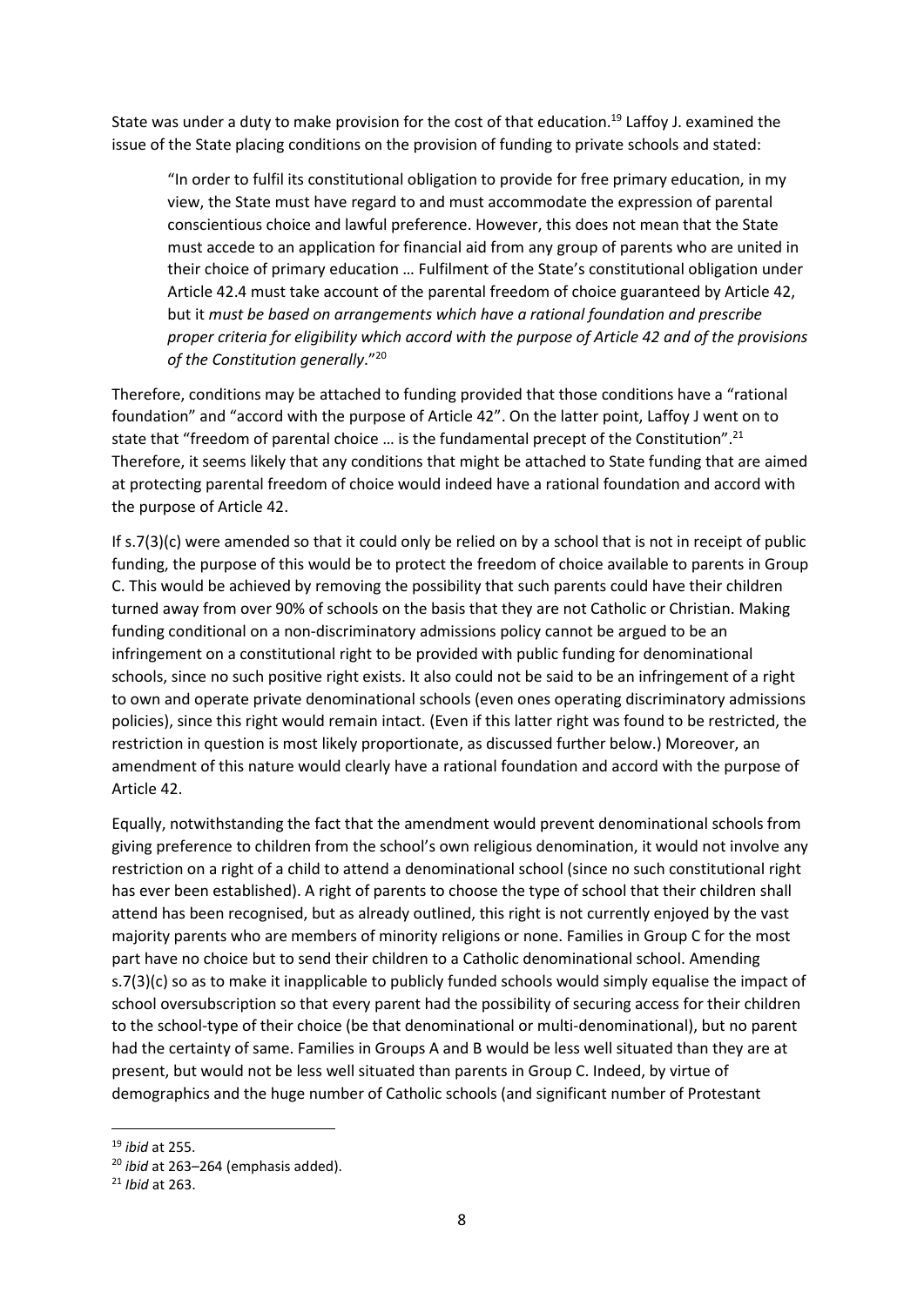State was under a duty to make provision for the cost of that education.[19] Laffoy J. examined the issue of the State placing conditions on the provision of funding to private schools and stated:

> "In order to fulfil its constitutional obligation to provide for free primary education, in my view, the State must have regard to and must accommodate the expression of parental conscientious choice and lawful preference. However, this does not mean that the State must accede to an application for financial aid from any group of parents who are united in their choice of primary education … Fulfilment of the State's constitutional obligation under Article 42.4 must take account of the parental freedom of choice guaranteed by Article 42, but it *must be based on arrangements which have a rational foundation and prescribe proper criteria for eligibility which accord with the purpose of Article 42 and of the provisions of the Constitution generally*."[20]

Therefore, conditions may be attached to funding provided that those conditions have a "rational foundation" and "accord with the purpose of Article 42". On the latter point, Laffoy J went on to state that "freedom of parental choice … is the fundamental precept of the Constitution".[21] Therefore, it seems likely that any conditions that might be attached to State funding that are aimed at protecting parental freedom of choice would indeed have a rational foundation and accord with the purpose of Article 42.

If s.7(3)(c) were amended so that it could only be relied on by a school that is not in receipt of public funding, the purpose of this would be to protect the freedom of choice available to parents in Group C. This would be achieved by removing the possibility that such parents could have their children turned away from over 90% of schools on the basis that they are not Catholic or Christian. Making funding conditional on a non-discriminatory admissions policy cannot be argued to be an infringement on a constitutional right to be provided with public funding for denominational schools, since no such positive right exists. It also could not be said to be an infringement of a right to own and operate private denominational schools (even ones operating discriminatory admissions policies), since this right would remain intact. (Even if this latter right was found to be restricted, the restriction in question is most likely proportionate, as discussed further below.) Moreover, an amendment of this nature would clearly have a rational foundation and accord with the purpose of Article 42.

Equally, notwithstanding the fact that the amendment would prevent denominational schools from giving preference to children from the school's own religious denomination, it would not involve any restriction on a right of a child to attend a denominational school (since no such constitutional right has ever been established). A right of parents to choose the type of school that their children shall attend has been recognised, but as already outlined, this right is not currently enjoyed by the vast majority parents who are members of minority religions or none. Families in Group C for the most part have no choice but to send their children to a Catholic denominational school. Amending s.7(3)(c) so as to make it inapplicable to publicly funded schools would simply equalise the impact of school oversubscription so that every parent had the possibility of securing access for their children to the school-type of their choice (be that denominational or multi-denominational), but no parent had the certainty of same. Families in Groups A and B would be less well situated than they are at present, but would not be less well situated than parents in Group C. Indeed, by virtue of demographics and the huge number of Catholic schools (and significant number of Protestant

---

[19] *ibid* at 255.

[20] *ibid* at 263–264 (emphasis added).

[21] *Ibid* at 263.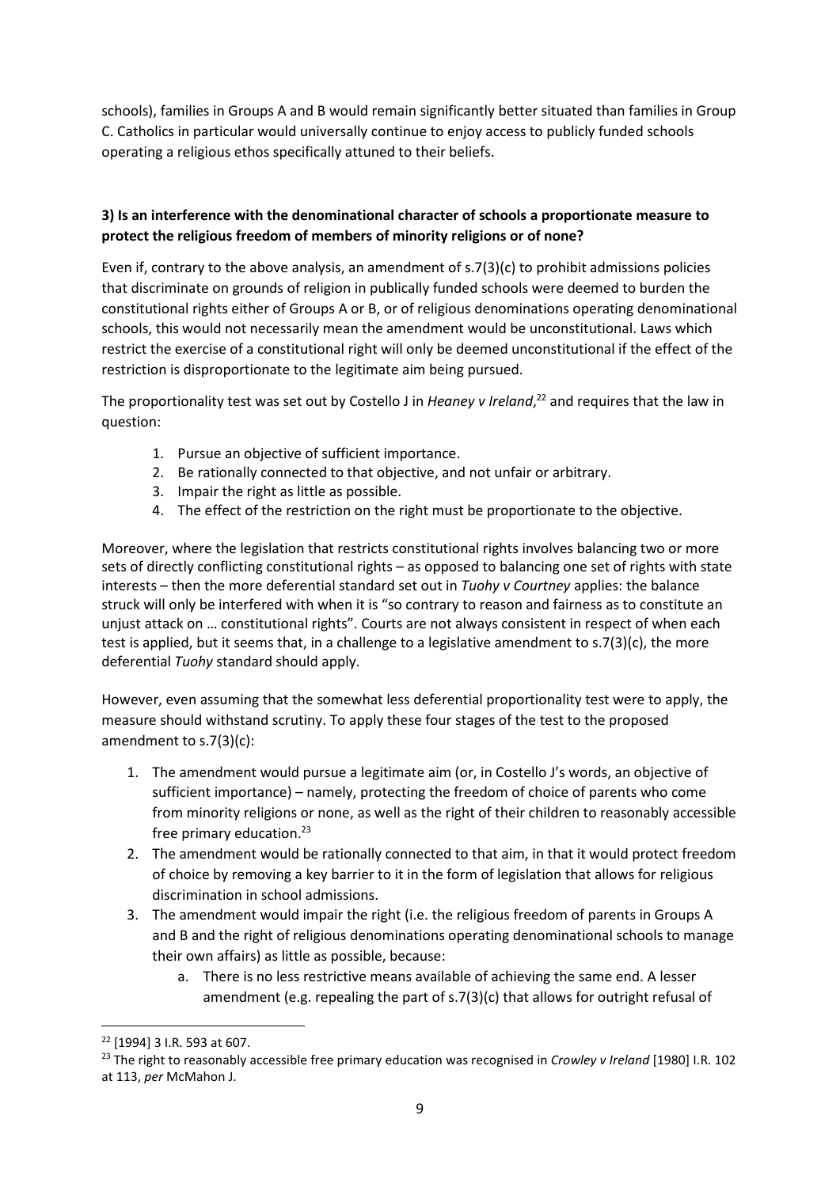schools), families in Groups A and B would remain significantly better situated than families in Group C. Catholics in particular would universally continue to enjoy access to publicly funded schools operating a religious ethos specifically attuned to their beliefs.

### 3) Is an interference with the denominational character of schools a proportionate measure to protect the religious freedom of members of minority religions or of none?

Even if, contrary to the above analysis, an amendment of s.7(3)(c) to prohibit admissions policies that discriminate on grounds of religion in publically funded schools were deemed to burden the constitutional rights either of Groups A or B, or of religious denominations operating denominational schools, this would not necessarily mean the amendment would be unconstitutional. Laws which restrict the exercise of a constitutional right will only be deemed unconstitutional if the effect of the restriction is disproportionate to the legitimate aim being pursued.

The proportionality test was set out by Costello J in *Heaney v Ireland*,[22] and requires that the law in question:

1. Pursue an objective of sufficient importance.
2. Be rationally connected to that objective, and not unfair or arbitrary.
3. Impair the right as little as possible.
4. The effect of the restriction on the right must be proportionate to the objective.

Moreover, where the legislation that restricts constitutional rights involves balancing two or more sets of directly conflicting constitutional rights – as opposed to balancing one set of rights with state interests – then the more deferential standard set out in *Tuohy v Courtney* applies: the balance struck will only be interfered with when it is "so contrary to reason and fairness as to constitute an unjust attack on … constitutional rights". Courts are not always consistent in respect of when each test is applied, but it seems that, in a challenge to a legislative amendment to s.7(3)(c), the more deferential *Tuohy* standard should apply.

However, even assuming that the somewhat less deferential proportionality test were to apply, the measure should withstand scrutiny. To apply these four stages of the test to the proposed amendment to s.7(3)(c):

1. The amendment would pursue a legitimate aim (or, in Costello J's words, an objective of sufficient importance) – namely, protecting the freedom of choice of parents who come from minority religions or none, as well as the right of their children to reasonably accessible free primary education.[23]
2. The amendment would be rationally connected to that aim, in that it would protect freedom of choice by removing a key barrier to it in the form of legislation that allows for religious discrimination in school admissions.
3. The amendment would impair the right (i.e. the religious freedom of parents in Groups A and B and the right of religious denominations operating denominational schools to manage their own affairs) as little as possible, because:
   a. There is no less restrictive means available of achieving the same end. A lesser amendment (e.g. repealing the part of s.7(3)(c) that allows for outright refusal of

---

[22] [1994] 3 I.R. 593 at 607.

[23] The right to reasonably accessible free primary education was recognised in *Crowley v Ireland* [1980] I.R. 102 at 113, *per* McMahon J.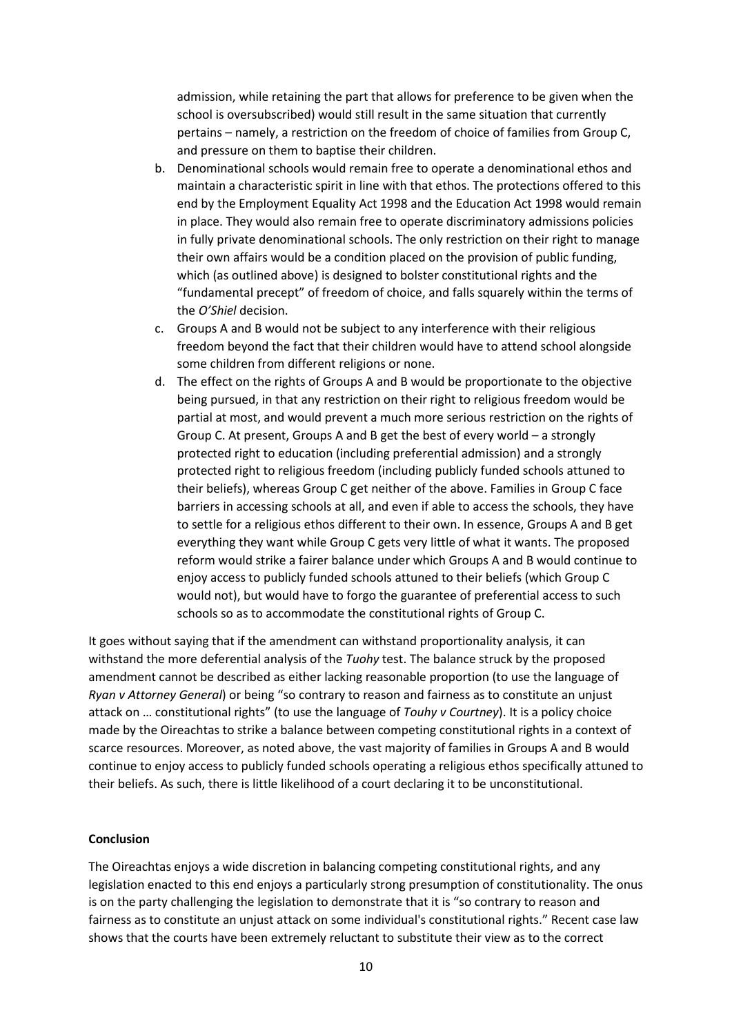admission, while retaining the part that allows for preference to be given when the school is oversubscribed) would still result in the same situation that currently pertains – namely, a restriction on the freedom of choice of families from Group C, and pressure on them to baptise their children.

b. Denominational schools would remain free to operate a denominational ethos and maintain a characteristic spirit in line with that ethos. The protections offered to this end by the Employment Equality Act 1998 and the Education Act 1998 would remain in place. They would also remain free to operate discriminatory admissions policies in fully private denominational schools. The only restriction on their right to manage their own affairs would be a condition placed on the provision of public funding, which (as outlined above) is designed to bolster constitutional rights and the "fundamental precept" of freedom of choice, and falls squarely within the terms of the *O'Shiel* decision.

c. Groups A and B would not be subject to any interference with their religious freedom beyond the fact that their children would have to attend school alongside some children from different religions or none.

d. The effect on the rights of Groups A and B would be proportionate to the objective being pursued, in that any restriction on their right to religious freedom would be partial at most, and would prevent a much more serious restriction on the rights of Group C. At present, Groups A and B get the best of every world – a strongly protected right to education (including preferential admission) and a strongly protected right to religious freedom (including publicly funded schools attuned to their beliefs), whereas Group C get neither of the above. Families in Group C face barriers in accessing schools at all, and even if able to access the schools, they have to settle for a religious ethos different to their own. In essence, Groups A and B get everything they want while Group C gets very little of what it wants. The proposed reform would strike a fairer balance under which Groups A and B would continue to enjoy access to publicly funded schools attuned to their beliefs (which Group C would not), but would have to forgo the guarantee of preferential access to such schools so as to accommodate the constitutional rights of Group C.

It goes without saying that if the amendment can withstand proportionality analysis, it can withstand the more deferential analysis of the *Tuohy* test. The balance struck by the proposed amendment cannot be described as either lacking reasonable proportion (to use the language of *Ryan v Attorney General*) or being "so contrary to reason and fairness as to constitute an unjust attack on … constitutional rights" (to use the language of *Touhy v Courtney*). It is a policy choice made by the Oireachtas to strike a balance between competing constitutional rights in a context of scarce resources. Moreover, as noted above, the vast majority of families in Groups A and B would continue to enjoy access to publicly funded schools operating a religious ethos specifically attuned to their beliefs. As such, there is little likelihood of a court declaring it to be unconstitutional.

**Conclusion**

The Oireachtas enjoys a wide discretion in balancing competing constitutional rights, and any legislation enacted to this end enjoys a particularly strong presumption of constitutionality. The onus is on the party challenging the legislation to demonstrate that it is "so contrary to reason and fairness as to constitute an unjust attack on some individual's constitutional rights." Recent case law shows that the courts have been extremely reluctant to substitute their view as to the correct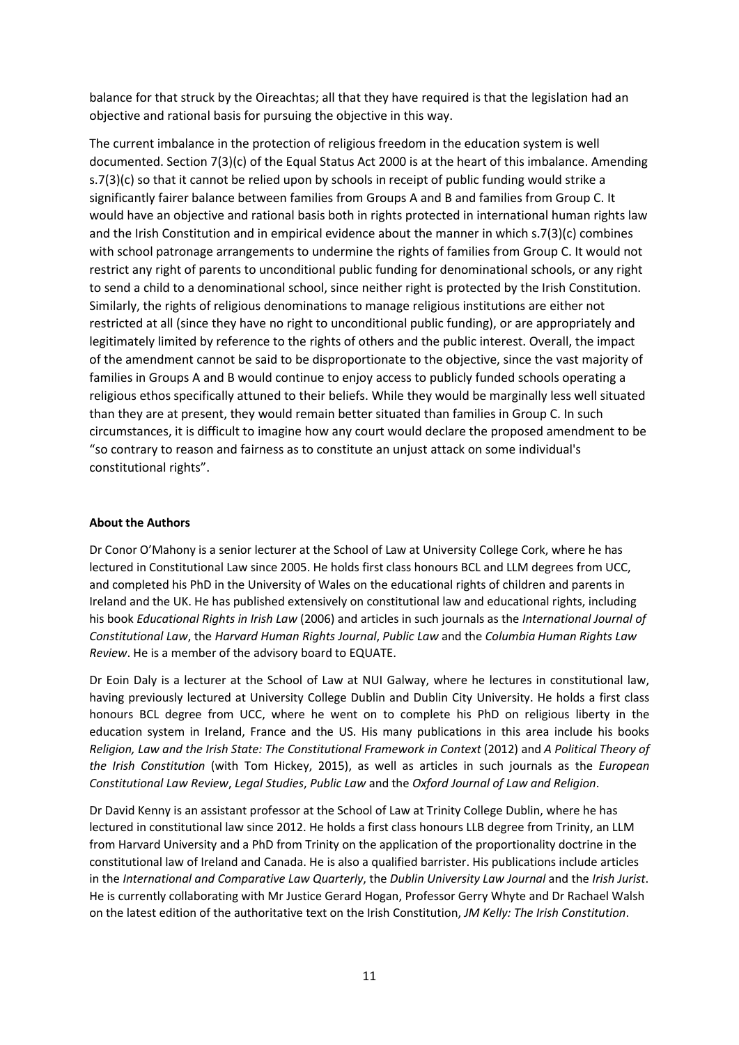balance for that struck by the Oireachtas; all that they have required is that the legislation had an objective and rational basis for pursuing the objective in this way.

The current imbalance in the protection of religious freedom in the education system is well documented. Section 7(3)(c) of the Equal Status Act 2000 is at the heart of this imbalance. Amending s.7(3)(c) so that it cannot be relied upon by schools in receipt of public funding would strike a significantly fairer balance between families from Groups A and B and families from Group C. It would have an objective and rational basis both in rights protected in international human rights law and the Irish Constitution and in empirical evidence about the manner in which s.7(3)(c) combines with school patronage arrangements to undermine the rights of families from Group C. It would not restrict any right of parents to unconditional public funding for denominational schools, or any right to send a child to a denominational school, since neither right is protected by the Irish Constitution. Similarly, the rights of religious denominations to manage religious institutions are either not restricted at all (since they have no right to unconditional public funding), or are appropriately and legitimately limited by reference to the rights of others and the public interest. Overall, the impact of the amendment cannot be said to be disproportionate to the objective, since the vast majority of families in Groups A and B would continue to enjoy access to publicly funded schools operating a religious ethos specifically attuned to their beliefs. While they would be marginally less well situated than they are at present, they would remain better situated than families in Group C. In such circumstances, it is difficult to imagine how any court would declare the proposed amendment to be "so contrary to reason and fairness as to constitute an unjust attack on some individual's constitutional rights".

**About the Authors**

Dr Conor O'Mahony is a senior lecturer at the School of Law at University College Cork, where he has lectured in Constitutional Law since 2005. He holds first class honours BCL and LLM degrees from UCC, and completed his PhD in the University of Wales on the educational rights of children and parents in Ireland and the UK. He has published extensively on constitutional law and educational rights, including his book *Educational Rights in Irish Law* (2006) and articles in such journals as the *International Journal of Constitutional Law*, the *Harvard Human Rights Journal*, *Public Law* and the *Columbia Human Rights Law Review*. He is a member of the advisory board to EQUATE.

Dr Eoin Daly is a lecturer at the School of Law at NUI Galway, where he lectures in constitutional law, having previously lectured at University College Dublin and Dublin City University. He holds a first class honours BCL degree from UCC, where he went on to complete his PhD on religious liberty in the education system in Ireland, France and the US. His many publications in this area include his books *Religion, Law and the Irish State: The Constitutional Framework in Context* (2012) and *A Political Theory of the Irish Constitution* (with Tom Hickey, 2015), as well as articles in such journals as the *European Constitutional Law Review*, *Legal Studies*, *Public Law* and the *Oxford Journal of Law and Religion*.

Dr David Kenny is an assistant professor at the School of Law at Trinity College Dublin, where he has lectured in constitutional law since 2012. He holds a first class honours LLB degree from Trinity, an LLM from Harvard University and a PhD from Trinity on the application of the proportionality doctrine in the constitutional law of Ireland and Canada. He is also a qualified barrister. His publications include articles in the *International and Comparative Law Quarterly*, the *Dublin University Law Journal* and the *Irish Jurist*. He is currently collaborating with Mr Justice Gerard Hogan, Professor Gerry Whyte and Dr Rachael Walsh on the latest edition of the authoritative text on the Irish Constitution, *JM Kelly: The Irish Constitution*.